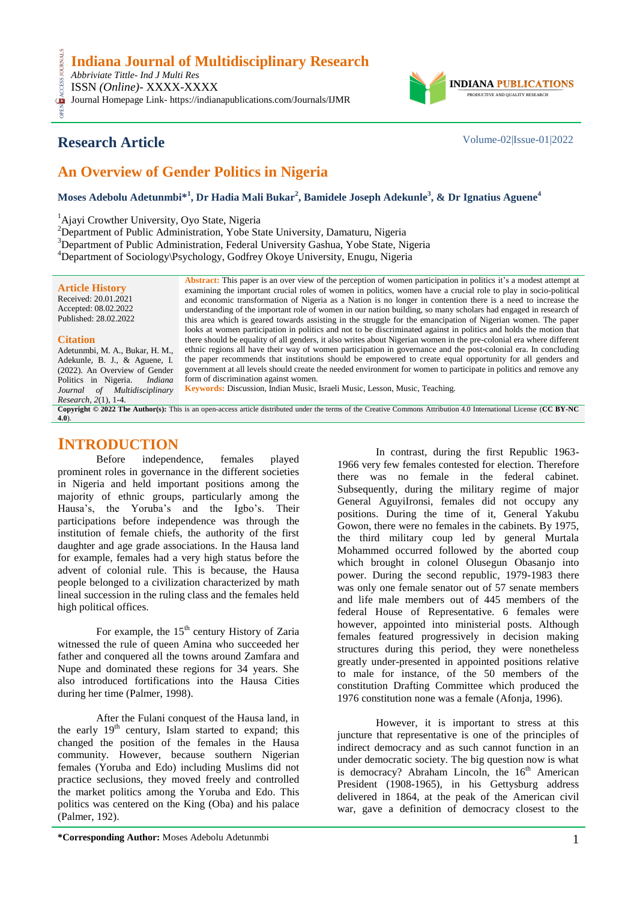Indiana Journal of Multidisciplinary Research
*Abbriviate Tittle- Ind J Multi Res*
ISSN *(Online)*- XXXX-XXXX
Journal Homepage Link- https://indianapublications.com/Journals/IJMR

## Research Article

Volume-02|Issue-01|2022

# An Overview of Gender Politics in Nigeria

**Moses Adebolu Adetunmbi*[1], Dr Hadia Mali Bukar[2], Bamidele Joseph Adekunle[3], & Dr Ignatius Aguene[4]**

[1]Ajayi Crowther University, Oyo State, Nigeria
[2]Department of Public Administration, Yobe State University, Damaturu, Nigeria
[3]Department of Public Administration, Federal University Gashua, Yobe State, Nigeria
[4]Department of Sociology\Psychology, Godfrey Okoye University, Enugu, Nigeria

**Article History**
Received: 20.01.2021
Accepted: 08.02.2022
Published: 28.02.2022

**Citation**
Adetunmbi, M. A., Bukar, H. M., Adekunle, B. J., & Aguene, I. (2022). An Overview of Gender Politics in Nigeria. *Indiana Journal of Multidisciplinary Research*, *2*(1), 1-4.

**Abstract:** This paper is an over view of the perception of women participation in politics it's a modest attempt at examining the important crucial roles of women in politics, women have a crucial role to play in socio-political and economic transformation of Nigeria as a Nation is no longer in contention there is a need to increase the understanding of the important role of women in our nation building, so many scholars had engaged in research of this area which is geared towards assisting in the struggle for the emancipation of Nigerian women. The paper looks at women participation in politics and not to be discriminated against in politics and holds the motion that there should be equality of all genders, it also writes about Nigerian women in the pre-colonial era where different ethnic regions all have their way of women participation in governance and the post-colonial era. In concluding the paper recommends that institutions should be empowered to create equal opportunity for all genders and government at all levels should create the needed environment for women to participate in politics and remove any form of discrimination against women.

**Keywords:** Discussion, Indian Music, Israeli Music, Lesson, Music, Teaching.

**Copyright © 2022 The Author(s):** This is an open-access article distributed under the terms of the Creative Commons Attribution 4.0 International License (**CC BY-NC 4.0**).

## INTRODUCTION

Before independence, females played prominent roles in governance in the different societies in Nigeria and held important positions among the majority of ethnic groups, particularly among the Hausa's, the Yoruba's and the Igbo's. Their participations before independence was through the institution of female chiefs, the authority of the first daughter and age grade associations. In the Hausa land for example, females had a very high status before the advent of colonial rule. This is because, the Hausa people belonged to a civilization characterized by math lineal succession in the ruling class and the females held high political offices.

For example, the 15th century History of Zaria witnessed the rule of queen Amina who succeeded her father and conquered all the towns around Zamfara and Nupe and dominated these regions for 34 years. She also introduced fortifications into the Hausa Cities during her time (Palmer, 1998).

After the Fulani conquest of the Hausa land, in the early 19th century, Islam started to expand; this changed the position of the females in the Hausa community. However, because southern Nigerian females (Yoruba and Edo) including Muslims did not practice seclusions, they moved freely and controlled the market politics among the Yoruba and Edo. This politics was centered on the King (Oba) and his palace (Palmer, 192).

In contrast, during the first Republic 1963-1966 very few females contested for election. Therefore there was no female in the federal cabinet. Subsequently, during the military regime of major General AguyiIronsi, females did not occupy any positions. During the time of it, General Yakubu Gowon, there were no females in the cabinets. By 1975, the third military coup led by general Murtala Mohammed occurred followed by the aborted coup which brought in colonel Olusegun Obasanjo into power. During the second republic, 1979-1983 there was only one female senator out of 57 senate members and life male members out of 445 members of the federal House of Representative. 6 females were however, appointed into ministerial posts. Although females featured progressively in decision making structures during this period, they were nonetheless greatly under-presented in appointed positions relative to male for instance, of the 50 members of the constitution Drafting Committee which produced the 1976 constitution none was a female (Afonja, 1996).

However, it is important to stress at this juncture that representative is one of the principles of indirect democracy and as such cannot function in an under democratic society. The big question now is what is democracy? Abraham Lincoln, the 16th American President (1908-1965), in his Gettysburg address delivered in 1864, at the peak of the American civil war, gave a definition of democracy closest to the

**\*Corresponding Author:** Moses Adebolu Adetunmbi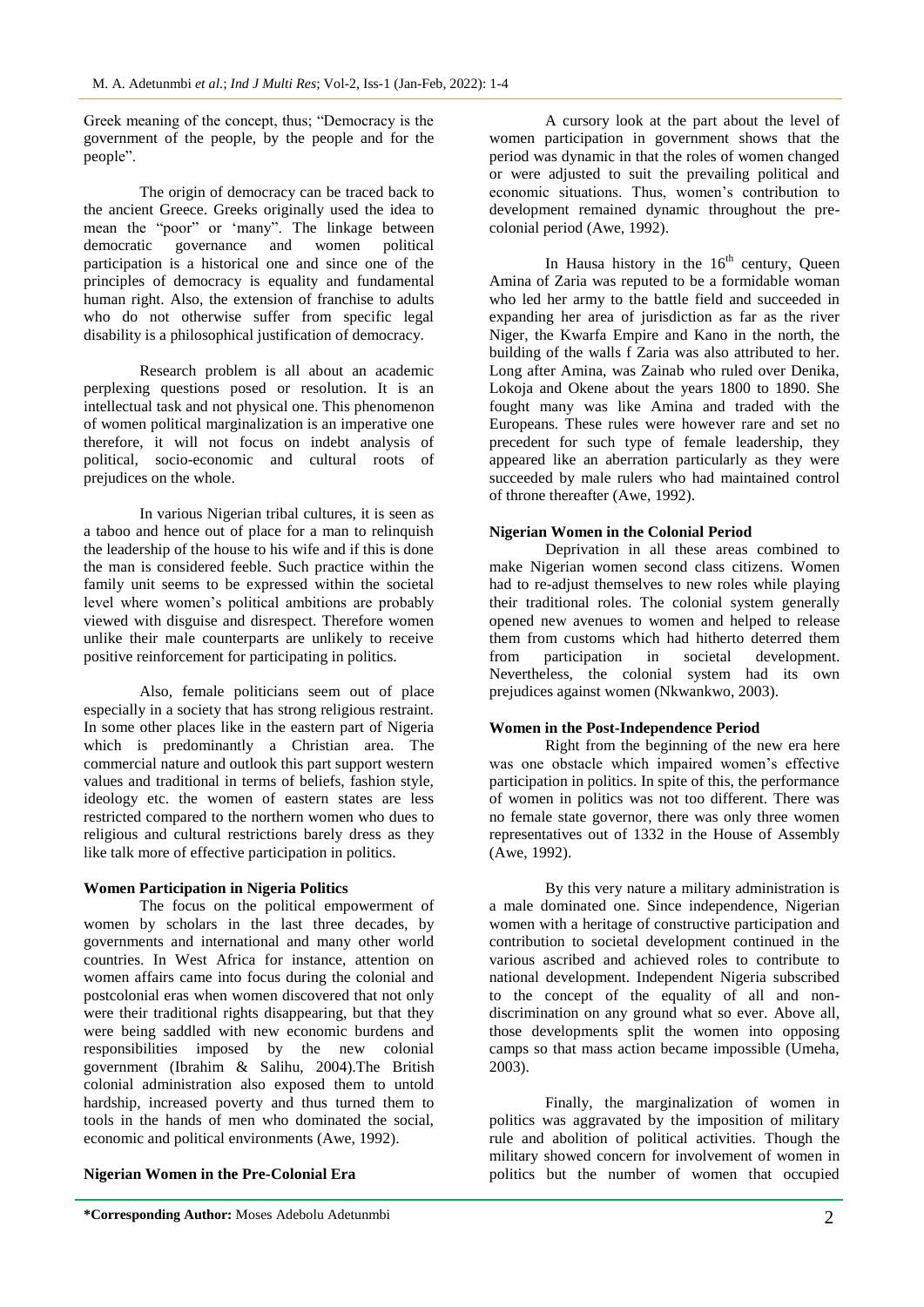Greek meaning of the concept, thus; "Democracy is the government of the people, by the people and for the people".

The origin of democracy can be traced back to the ancient Greece. Greeks originally used the idea to mean the "poor" or 'many". The linkage between democratic governance and women political participation is a historical one and since one of the principles of democracy is equality and fundamental human right. Also, the extension of franchise to adults who do not otherwise suffer from specific legal disability is a philosophical justification of democracy.

Research problem is all about an academic perplexing questions posed or resolution. It is an intellectual task and not physical one. This phenomenon of women political marginalization is an imperative one therefore, it will not focus on indebt analysis of political, socio-economic and cultural roots of prejudices on the whole.

In various Nigerian tribal cultures, it is seen as a taboo and hence out of place for a man to relinquish the leadership of the house to his wife and if this is done the man is considered feeble. Such practice within the family unit seems to be expressed within the societal level where women's political ambitions are probably viewed with disguise and disrespect. Therefore women unlike their male counterparts are unlikely to receive positive reinforcement for participating in politics.

Also, female politicians seem out of place especially in a society that has strong religious restraint. In some other places like in the eastern part of Nigeria which is predominantly a Christian area. The commercial nature and outlook this part support western values and traditional in terms of beliefs, fashion style, ideology etc. the women of eastern states are less restricted compared to the northern women who dues to religious and cultural restrictions barely dress as they like talk more of effective participation in politics.

## Women Participation in Nigeria Politics

The focus on the political empowerment of women by scholars in the last three decades, by governments and international and many other world countries. In West Africa for instance, attention on women affairs came into focus during the colonial and postcolonial eras when women discovered that not only were their traditional rights disappearing, but that they were being saddled with new economic burdens and responsibilities imposed by the new colonial government (Ibrahim & Salihu, 2004).The British colonial administration also exposed them to untold hardship, increased poverty and thus turned them to tools in the hands of men who dominated the social, economic and political environments (Awe, 1992).

## Nigerian Women in the Pre-Colonial Era

A cursory look at the part about the level of women participation in government shows that the period was dynamic in that the roles of women changed or were adjusted to suit the prevailing political and economic situations. Thus, women's contribution to development remained dynamic throughout the pre-colonial period (Awe, 1992).

In Hausa history in the 16th century, Queen Amina of Zaria was reputed to be a formidable woman who led her army to the battle field and succeeded in expanding her area of jurisdiction as far as the river Niger, the Kwarfa Empire and Kano in the north, the building of the walls f Zaria was also attributed to her. Long after Amina, was Zainab who ruled over Denika, Lokoja and Okene about the years 1800 to 1890. She fought many was like Amina and traded with the Europeans. These rules were however rare and set no precedent for such type of female leadership, they appeared like an aberration particularly as they were succeeded by male rulers who had maintained control of throne thereafter (Awe, 1992).

## Nigerian Women in the Colonial Period

Deprivation in all these areas combined to make Nigerian women second class citizens. Women had to re-adjust themselves to new roles while playing their traditional roles. The colonial system generally opened new avenues to women and helped to release them from customs which had hitherto deterred them from participation in societal development. Nevertheless, the colonial system had its own prejudices against women (Nkwankwo, 2003).

## Women in the Post-Independence Period

Right from the beginning of the new era here was one obstacle which impaired women's effective participation in politics. In spite of this, the performance of women in politics was not too different. There was no female state governor, there was only three women representatives out of 1332 in the House of Assembly (Awe, 1992).

By this very nature a military administration is a male dominated one. Since independence, Nigerian women with a heritage of constructive participation and contribution to societal development continued in the various ascribed and achieved roles to contribute to national development. Independent Nigeria subscribed to the concept of the equality of all and non-discrimination on any ground what so ever. Above all, those developments split the women into opposing camps so that mass action became impossible (Umeha, 2003).

Finally, the marginalization of women in politics was aggravated by the imposition of military rule and abolition of political activities. Though the military showed concern for involvement of women in politics but the number of women that occupied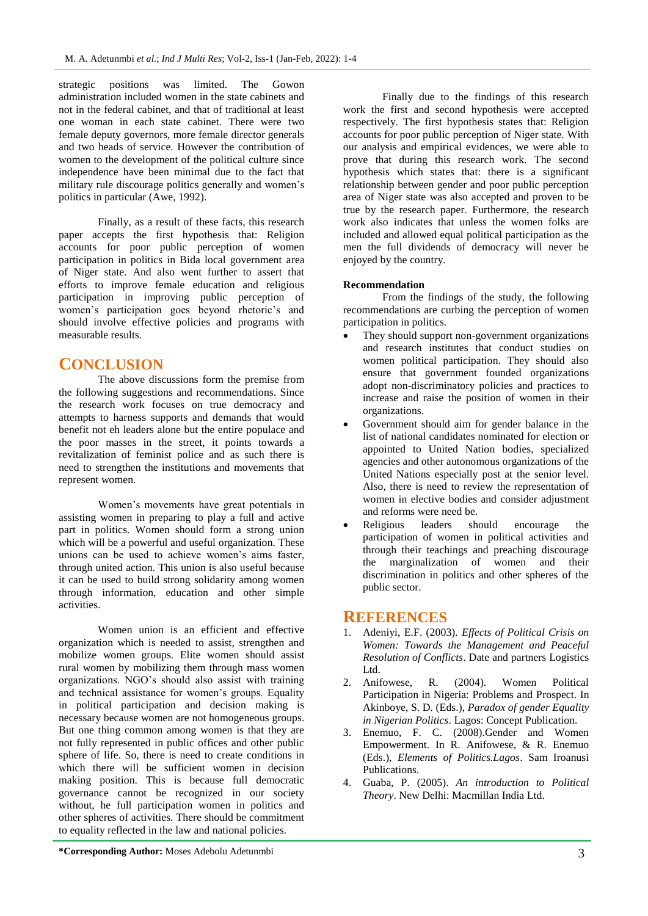strategic positions was limited. The Gowon administration included women in the state cabinets and not in the federal cabinet, and that of traditional at least one woman in each state cabinet. There were two female deputy governors, more female director generals and two heads of service. However the contribution of women to the development of the political culture since independence have been minimal due to the fact that military rule discourage politics generally and women's politics in particular (Awe, 1992).

Finally, as a result of these facts, this research paper accepts the first hypothesis that: Religion accounts for poor public perception of women participation in politics in Bida local government area of Niger state. And also went further to assert that efforts to improve female education and religious participation in improving public perception of women's participation goes beyond rhetoric's and should involve effective policies and programs with measurable results.

# CONCLUSION

The above discussions form the premise from the following suggestions and recommendations. Since the research work focuses on true democracy and attempts to harness supports and demands that would benefit not eh leaders alone but the entire populace and the poor masses in the street, it points towards a revitalization of feminist police and as such there is need to strengthen the institutions and movements that represent women.

Women's movements have great potentials in assisting women in preparing to play a full and active part in politics. Women should form a strong union which will be a powerful and useful organization. These unions can be used to achieve women's aims faster, through united action. This union is also useful because it can be used to build strong solidarity among women through information, education and other simple activities.

Women union is an efficient and effective organization which is needed to assist, strengthen and mobilize women groups. Elite women should assist rural women by mobilizing them through mass women organizations. NGO's should also assist with training and technical assistance for women's groups. Equality in political participation and decision making is necessary because women are not homogeneous groups. But one thing common among women is that they are not fully represented in public offices and other public sphere of life. So, there is need to create conditions in which there will be sufficient women in decision making position. This is because full democratic governance cannot be recognized in our society without, he full participation women in politics and other spheres of activities. There should be commitment to equality reflected in the law and national policies.

Finally due to the findings of this research work the first and second hypothesis were accepted respectively. The first hypothesis states that: Religion accounts for poor public perception of Niger state. With our analysis and empirical evidences, we were able to prove that during this research work. The second hypothesis which states that: there is a significant relationship between gender and poor public perception area of Niger state was also accepted and proven to be true by the research paper. Furthermore, the research work also indicates that unless the women folks are included and allowed equal political participation as the men the full dividends of democracy will never be enjoyed by the country.

**Recommendation**

From the findings of the study, the following recommendations are curbing the perception of women participation in politics.

- They should support non-government organizations and research institutes that conduct studies on women political participation. They should also ensure that government founded organizations adopt non-discriminatory policies and practices to increase and raise the position of women in their organizations.
- Government should aim for gender balance in the list of national candidates nominated for election or appointed to United Nation bodies, specialized agencies and other autonomous organizations of the United Nations especially post at the senior level. Also, there is need to review the representation of women in elective bodies and consider adjustment and reforms were need be.
- Religious leaders should encourage the participation of women in political activities and through their teachings and preaching discourage the marginalization of women and their discrimination in politics and other spheres of the public sector.

# REFERENCES

1. Adeniyi, E.F. (2003). *Effects of Political Crisis on Women: Towards the Management and Peaceful Resolution of Conflicts*. Date and partners Logistics Ltd.
2. Anifowese, R. (2004). Women Political Participation in Nigeria: Problems and Prospect. In Akinboye, S. D. (Eds.), *Paradox of gender Equality in Nigerian Politics*. Lagos: Concept Publication.
3. Enemuo, F. C. (2008).Gender and Women Empowerment. In R. Anifowese, & R. Enemuo (Eds.), *Elements of Politics.Lagos*. Sam Iroanusi Publications.
4. Guaba, P. (2005). *An introduction to Political Theory*. New Delhi: Macmillan India Ltd.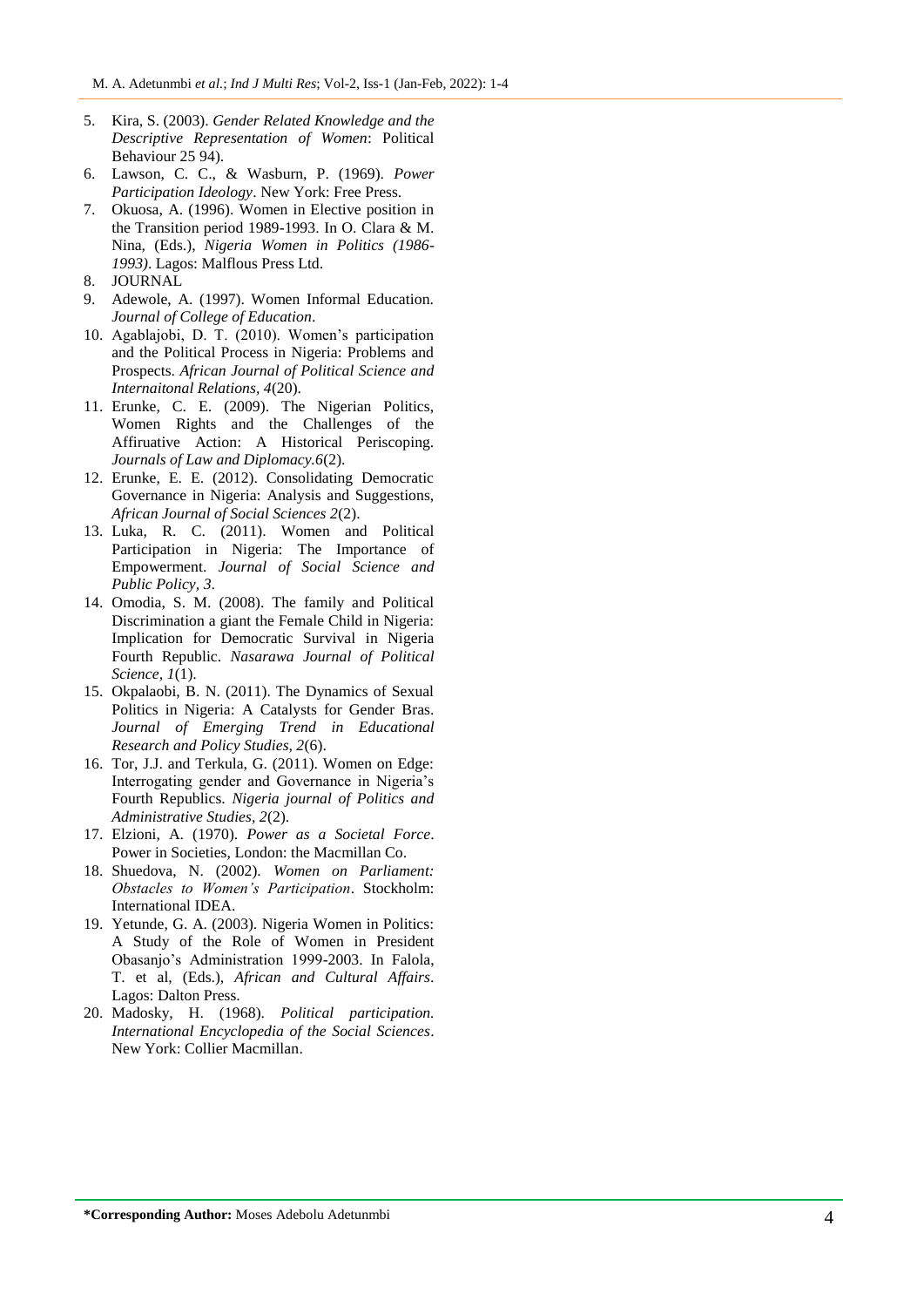5. Kira, S. (2003). *Gender Related Knowledge and the Descriptive Representation of Women*: Political Behaviour 25 94).
6. Lawson, C. C., & Wasburn, P. (1969). *Power Participation Ideology*. New York: Free Press.
7. Okuosa, A. (1996). Women in Elective position in the Transition period 1989-1993. In O. Clara & M. Nina, (Eds.), *Nigeria Women in Politics (1986-1993)*. Lagos: Malflous Press Ltd.
8. JOURNAL
9. Adewole, A. (1997). Women Informal Education. *Journal of College of Education*.
10. Agablajobi, D. T. (2010). Women's participation and the Political Process in Nigeria: Problems and Prospects. *African Journal of Political Science and Internaitonal Relations, 4*(20).
11. Erunke, C. E. (2009). The Nigerian Politics, Women Rights and the Challenges of the Affiruative Action: A Historical Periscoping. *Journals of Law and Diplomacy.6*(2).
12. Erunke, E. E. (2012). Consolidating Democratic Governance in Nigeria: Analysis and Suggestions, *African Journal of Social Sciences 2*(2).
13. Luka, R. C. (2011). Women and Political Participation in Nigeria: The Importance of Empowerment. *Journal of Social Science and Public Policy, 3*.
14. Omodia, S. M. (2008). The family and Political Discrimination a giant the Female Child in Nigeria: Implication for Democratic Survival in Nigeria Fourth Republic. *Nasarawa Journal of Political Science, 1*(1).
15. Okpalaobi, B. N. (2011). The Dynamics of Sexual Politics in Nigeria: A Catalysts for Gender Bras. *Journal of Emerging Trend in Educational Research and Policy Studies, 2*(6).
16. Tor, J.J. and Terkula, G. (2011). Women on Edge: Interrogating gender and Governance in Nigeria's Fourth Republics. *Nigeria journal of Politics and Administrative Studies, 2*(2).
17. Elzioni, A. (1970). *Power as a Societal Force*. Power in Societies, London: the Macmillan Co.
18. Shuedova, N. (2002). *Women on Parliament: Obstacles to Women's Participation*. Stockholm: International IDEA.
19. Yetunde, G. A. (2003). Nigeria Women in Politics: A Study of the Role of Women in President Obasanjo's Administration 1999-2003. In Falola, T. et al, (Eds.), *African and Cultural Affairs*. Lagos: Dalton Press.
20. Madosky, H. (1968). *Political participation. International Encyclopedia of the Social Sciences*. New York: Collier Macmillan.

**\*Corresponding Author:** Moses Adebolu Adetunmbi